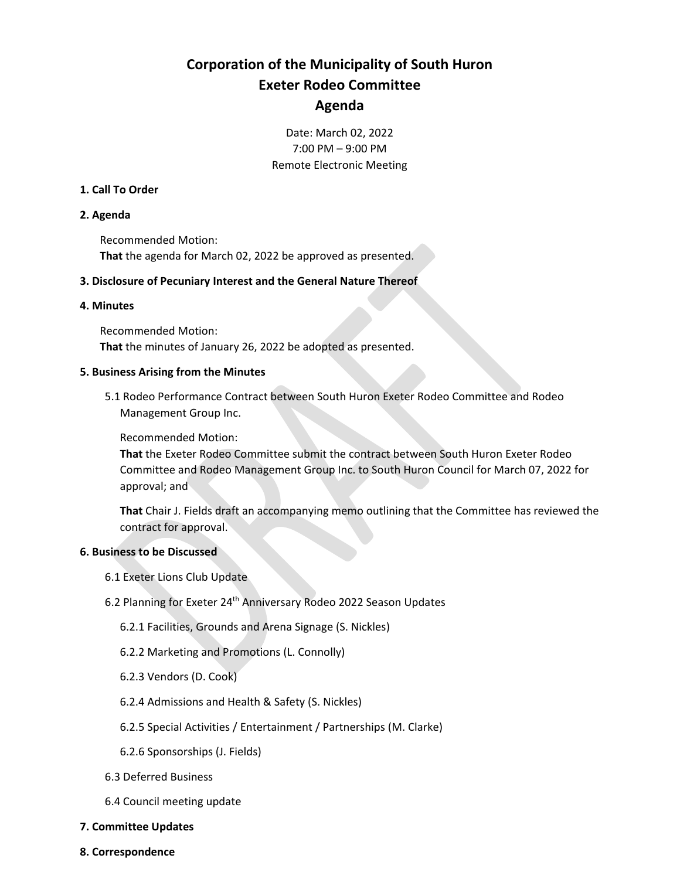# Corporation of the Municipality of South Huron
# Exeter Rodeo Committee
# Agenda

Date: March 02, 2022
7:00 PM – 9:00 PM
Remote Electronic Meeting

**1. Call To Order**

**2. Agenda**

Recommended Motion:
**That** the agenda for March 02, 2022 be approved as presented.

**3. Disclosure of Pecuniary Interest and the General Nature Thereof**

**4. Minutes**

Recommended Motion:
**That** the minutes of January 26, 2022 be adopted as presented.

**5. Business Arising from the Minutes**

5.1 Rodeo Performance Contract between South Huron Exeter Rodeo Committee and Rodeo Management Group Inc.

Recommended Motion:
**That** the Exeter Rodeo Committee submit the contract between South Huron Exeter Rodeo Committee and Rodeo Management Group Inc. to South Huron Council for March 07, 2022 for approval; and

**That** Chair J. Fields draft an accompanying memo outlining that the Committee has reviewed the contract for approval.

**6. Business to be Discussed**

6.1 Exeter Lions Club Update

6.2 Planning for Exeter 24th Anniversary Rodeo 2022 Season Updates

6.2.1 Facilities, Grounds and Arena Signage (S. Nickles)

6.2.2 Marketing and Promotions (L. Connolly)

6.2.3 Vendors (D. Cook)

6.2.4 Admissions and Health & Safety (S. Nickles)

6.2.5 Special Activities / Entertainment / Partnerships (M. Clarke)

6.2.6 Sponsorships (J. Fields)

6.3 Deferred Business

6.4 Council meeting update

**7. Committee Updates**

**8. Correspondence**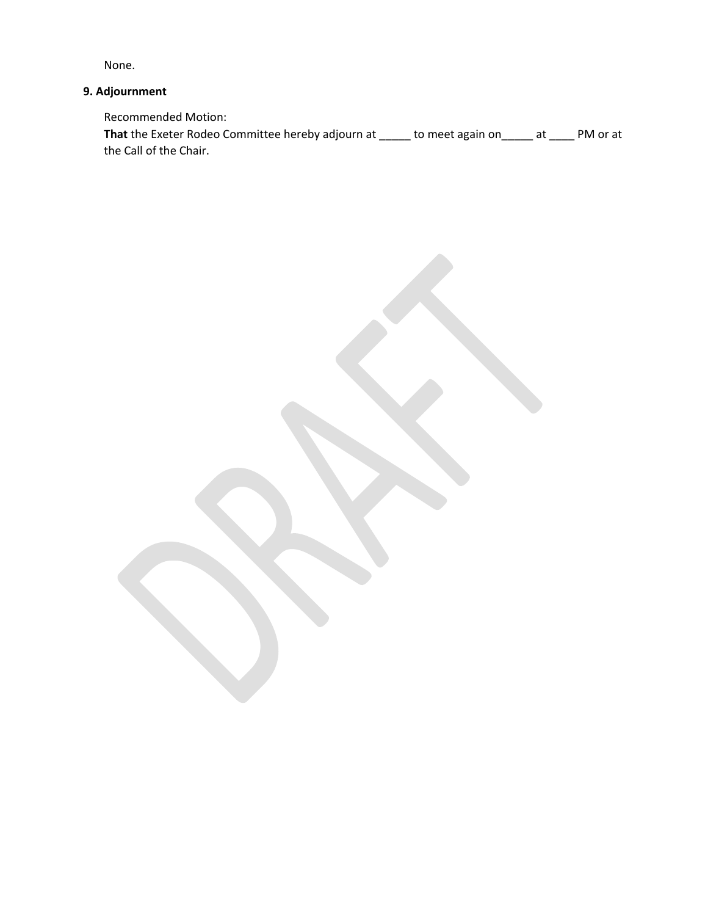None.

**9. Adjournment**

Recommended Motion:
**That** the Exeter Rodeo Committee hereby adjourn at _____ to meet again on_____ at ____ PM or at the Call of the Chair.